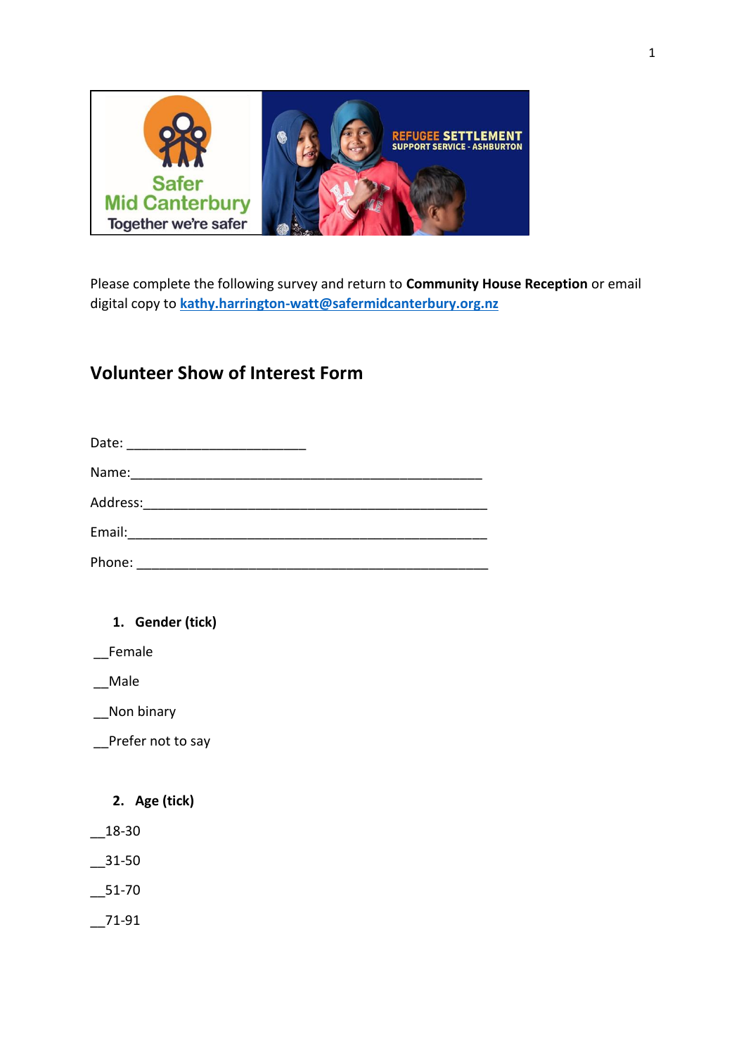Please complete the following survey and return to **Community House Reception** or email digital copy to **kathy.harrington-watt@safermidcanterbury.org.nz**

## Volunteer Show of Interest Form

Date: ________________________

Name:_______________________________________________

Address:_____________________________________________

Email:_______________________________________________

Phone: ______________________________________________

1. **Gender (tick)**

__Female

__Male

__Non binary

__Prefer not to say

2. **Age (tick)**

__18-30

__31-50

__51-70

__71-91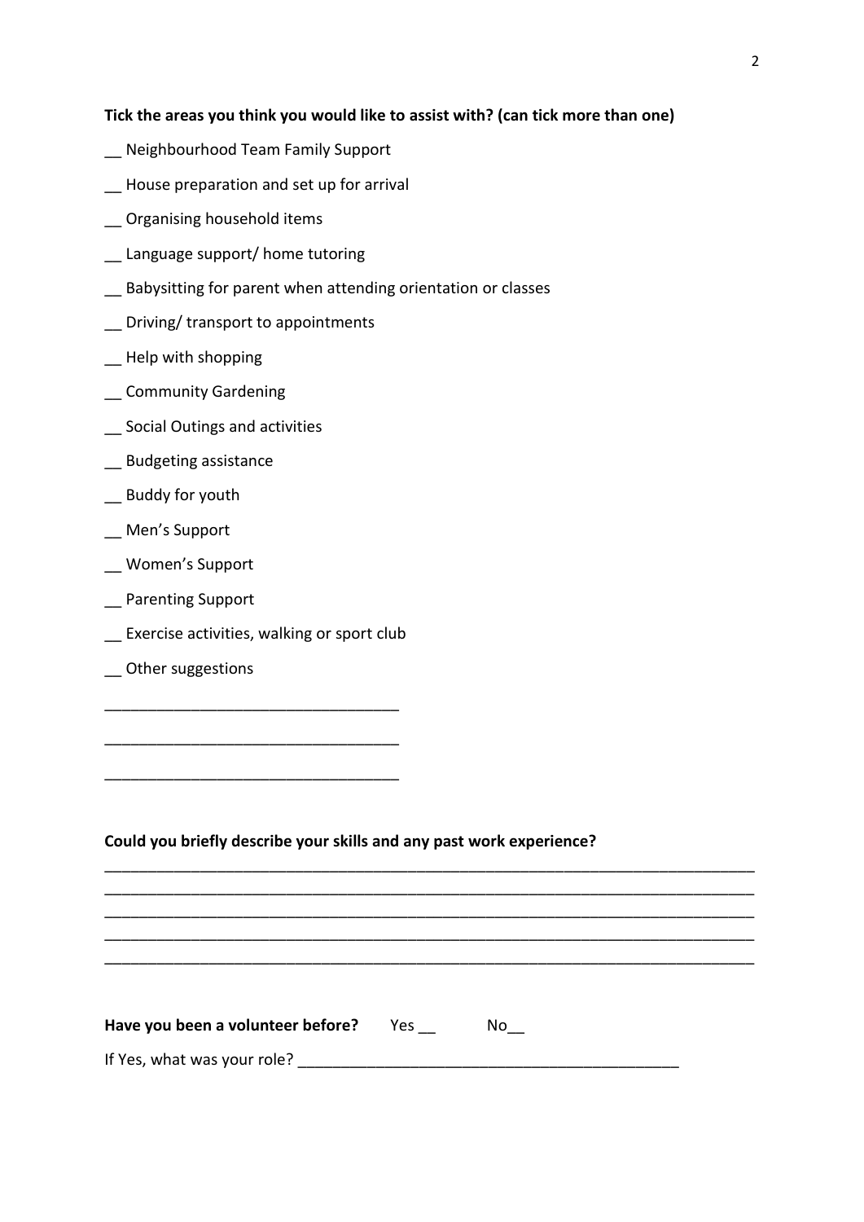**Tick the areas you think you would like to assist with? (can tick more than one)**

__ Neighbourhood Team Family Support

__ House preparation and set up for arrival

__ Organising household items

__ Language support/ home tutoring

__ Babysitting for parent when attending orientation or classes

__ Driving/ transport to appointments

__ Help with shopping

__ Community Gardening

__ Social Outings and activities

__ Budgeting assistance

__ Buddy for youth

__ Men's Support

__ Women's Support

__ Parenting Support

__ Exercise activities, walking or sport club

__ Other suggestions

_________________________________

_________________________________

_________________________________

**Could you briefly describe your skills and any past work experience?**

___________________________________________________________________________

___________________________________________________________________________

___________________________________________________________________________

___________________________________________________________________________

___________________________________________________________________________

**Have you been a volunteer before?** Yes __ No__

If Yes, what was your role? ____________________________________________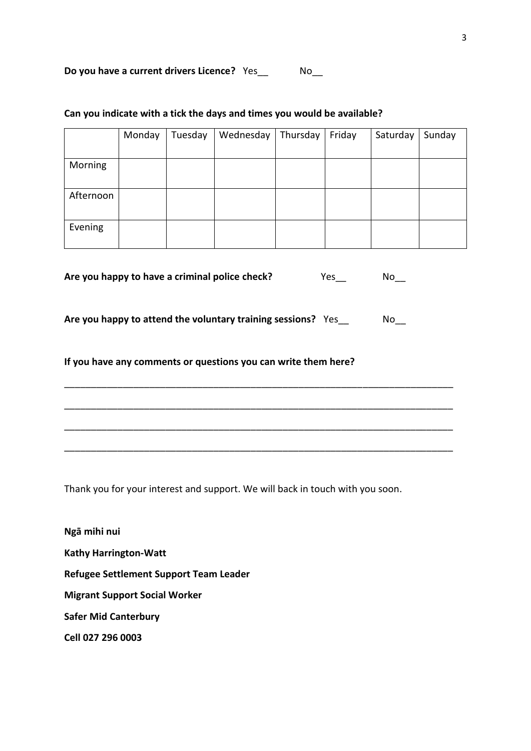**Do you have a current drivers Licence?** Yes__ No__

**Can you indicate with a tick the days and times you would be available?**

| | Monday | Tuesday | Wednesday | Thursday | Friday | Saturday | Sunday |
|---|---|---|---|---|---|---|---|
| Morning | | | | | | | |
| Afternoon | | | | | | | |
| Evening | | | | | | | |

**Are you happy to have a criminal police check?** Yes__ No__

**Are you happy to attend the voluntary training sessions?** Yes__ No__

**If you have any comments or questions you can write them here?**

____________________________________________________________________________

____________________________________________________________________________

____________________________________________________________________________

____________________________________________________________________________

Thank you for your interest and support. We will back in touch with you soon.

**Ngā mihi nui**

**Kathy Harrington-Watt**

**Refugee Settlement Support Team Leader**

**Migrant Support Social Worker**

**Safer Mid Canterbury**

**Cell 027 296 0003**